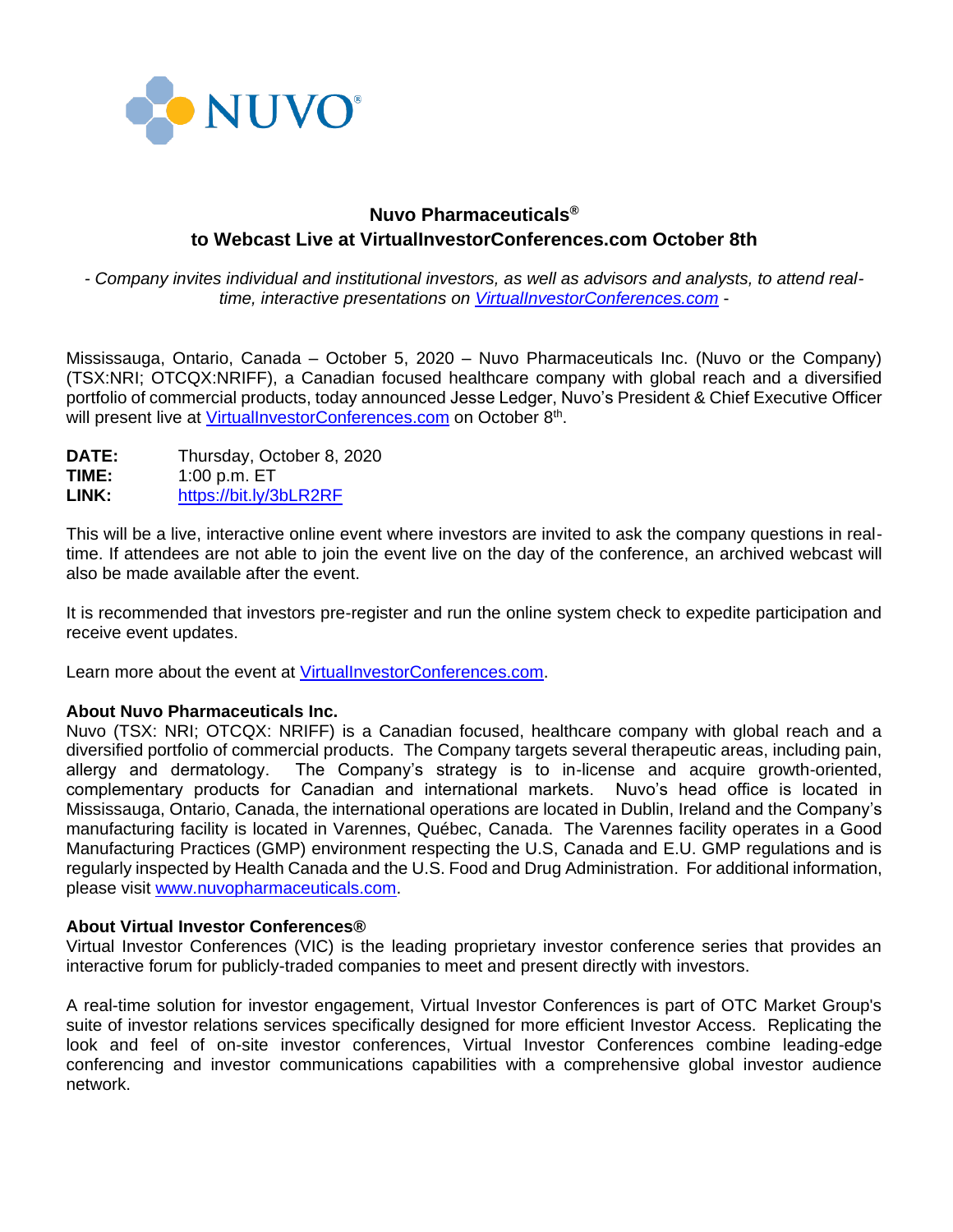NUVO®

# Nuvo Pharmaceuticals® to Webcast Live at VirtualInvestorConferences.com October 8th

*- Company invites individual and institutional investors, as well as advisors and analysts, to attend real-time, interactive presentations on VirtualInvestorConferences.com -*

Mississauga, Ontario, Canada – October 5, 2020 – Nuvo Pharmaceuticals Inc. (Nuvo or the Company) (TSX:NRI; OTCQX:NRIFF), a Canadian focused healthcare company with global reach and a diversified portfolio of commercial products, today announced Jesse Ledger, Nuvo's President & Chief Executive Officer will present live at VirtualInvestorConferences.com on October 8th.

**DATE:** Thursday, October 8, 2020
**TIME:** 1:00 p.m. ET
**LINK:** https://bit.ly/3bLR2RF

This will be a live, interactive online event where investors are invited to ask the company questions in real-time. If attendees are not able to join the event live on the day of the conference, an archived webcast will also be made available after the event.

It is recommended that investors pre-register and run the online system check to expedite participation and receive event updates.

Learn more about the event at VirtualInvestorConferences.com.

**About Nuvo Pharmaceuticals Inc.**
Nuvo (TSX: NRI; OTCQX: NRIFF) is a Canadian focused, healthcare company with global reach and a diversified portfolio of commercial products. The Company targets several therapeutic areas, including pain, allergy and dermatology. The Company's strategy is to in-license and acquire growth-oriented, complementary products for Canadian and international markets. Nuvo's head office is located in Mississauga, Ontario, Canada, the international operations are located in Dublin, Ireland and the Company's manufacturing facility is located in Varennes, Québec, Canada. The Varennes facility operates in a Good Manufacturing Practices (GMP) environment respecting the U.S, Canada and E.U. GMP regulations and is regularly inspected by Health Canada and the U.S. Food and Drug Administration. For additional information, please visit www.nuvopharmaceuticals.com.

**About Virtual Investor Conferences®**
Virtual Investor Conferences (VIC) is the leading proprietary investor conference series that provides an interactive forum for publicly-traded companies to meet and present directly with investors.

A real-time solution for investor engagement, Virtual Investor Conferences is part of OTC Market Group's suite of investor relations services specifically designed for more efficient Investor Access. Replicating the look and feel of on-site investor conferences, Virtual Investor Conferences combine leading-edge conferencing and investor communications capabilities with a comprehensive global investor audience network.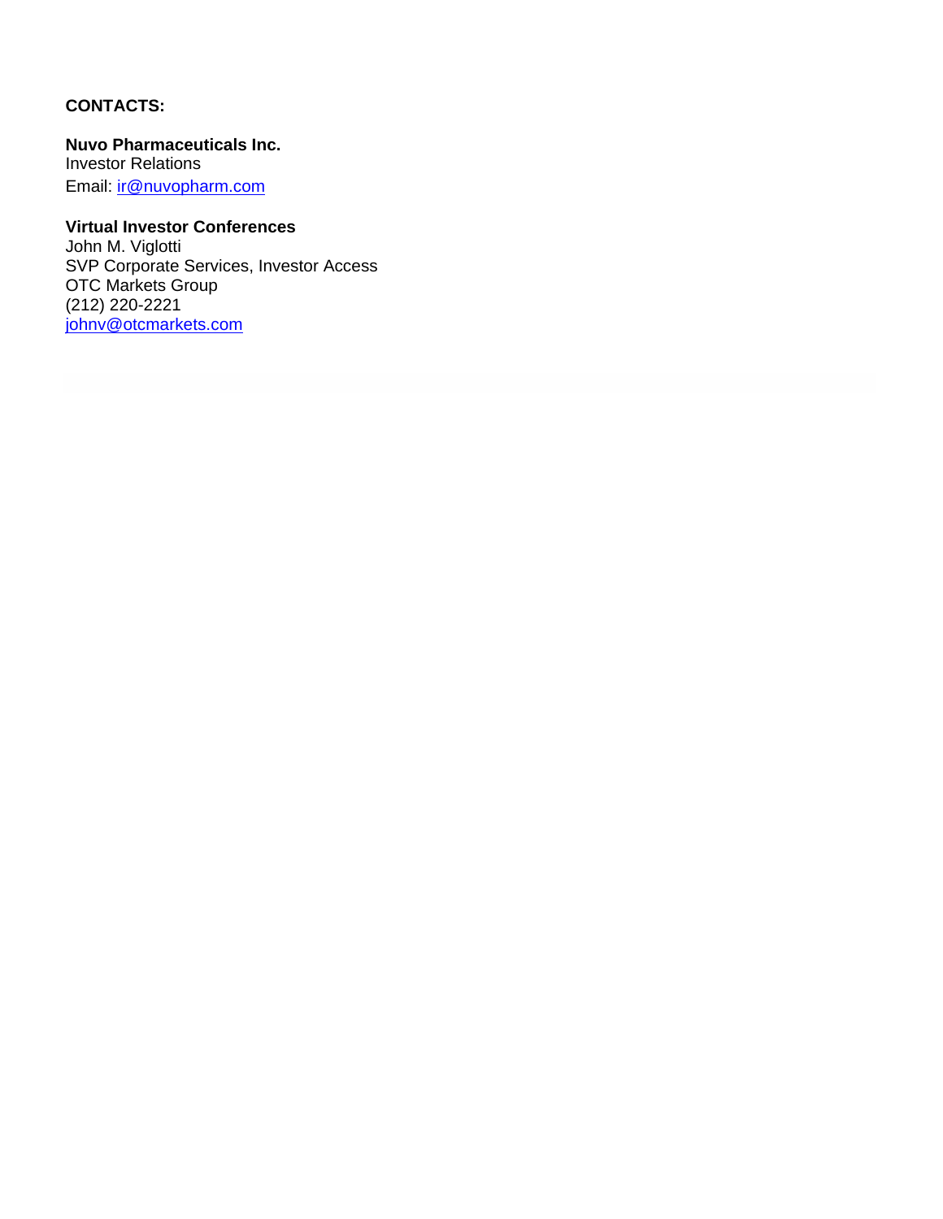**CONTACTS:**

**Nuvo Pharmaceuticals Inc.**
Investor Relations
Email: ir@nuvopharm.com

**Virtual Investor Conferences**
John M. Viglotti
SVP Corporate Services, Investor Access
OTC Markets Group
(212) 220-2221
johnv@otcmarkets.com